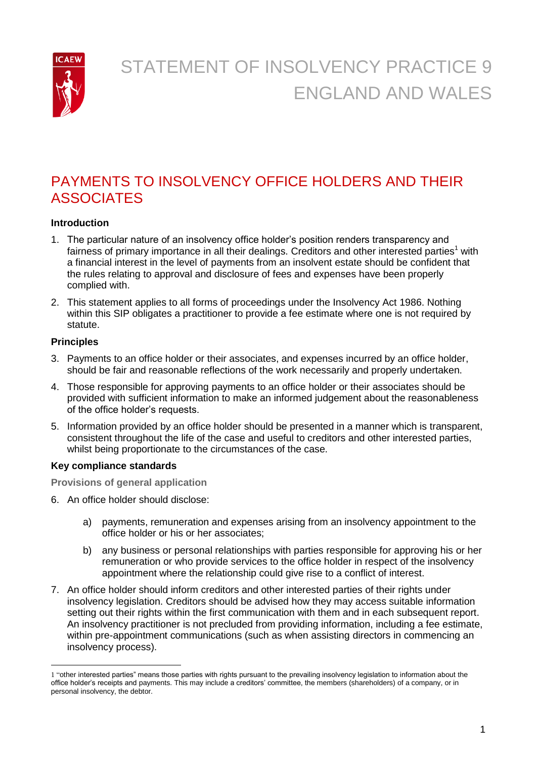# STATEMENT OF INSOLVENCY PRACTICE 9
# ENGLAND AND WALES

## PAYMENTS TO INSOLVENCY OFFICE HOLDERS AND THEIR ASSOCIATES

### Introduction

1. The particular nature of an insolvency office holder's position renders transparency and fairness of primary importance in all their dealings. Creditors and other interested parties[1] with a financial interest in the level of payments from an insolvent estate should be confident that the rules relating to approval and disclosure of fees and expenses have been properly complied with.
2. This statement applies to all forms of proceedings under the Insolvency Act 1986. Nothing within this SIP obligates a practitioner to provide a fee estimate where one is not required by statute.

### Principles

3. Payments to an office holder or their associates, and expenses incurred by an office holder, should be fair and reasonable reflections of the work necessarily and properly undertaken.
4. Those responsible for approving payments to an office holder or their associates should be provided with sufficient information to make an informed judgement about the reasonableness of the office holder's requests.
5. Information provided by an office holder should be presented in a manner which is transparent, consistent throughout the life of the case and useful to creditors and other interested parties, whilst being proportionate to the circumstances of the case.

### Key compliance standards

#### Provisions of general application

6. An office holder should disclose:
   a) payments, remuneration and expenses arising from an insolvency appointment to the office holder or his or her associates;
   b) any business or personal relationships with parties responsible for approving his or her remuneration or who provide services to the office holder in respect of the insolvency appointment where the relationship could give rise to a conflict of interest.
7. An office holder should inform creditors and other interested parties of their rights under insolvency legislation. Creditors should be advised how they may access suitable information setting out their rights within the first communication with them and in each subsequent report. An insolvency practitioner is not precluded from providing information, including a fee estimate, within pre-appointment communications (such as when assisting directors in commencing an insolvency process).

[1] "other interested parties" means those parties with rights pursuant to the prevailing insolvency legislation to information about the office holder's receipts and payments. This may include a creditors' committee, the members (shareholders) of a company, or in personal insolvency, the debtor.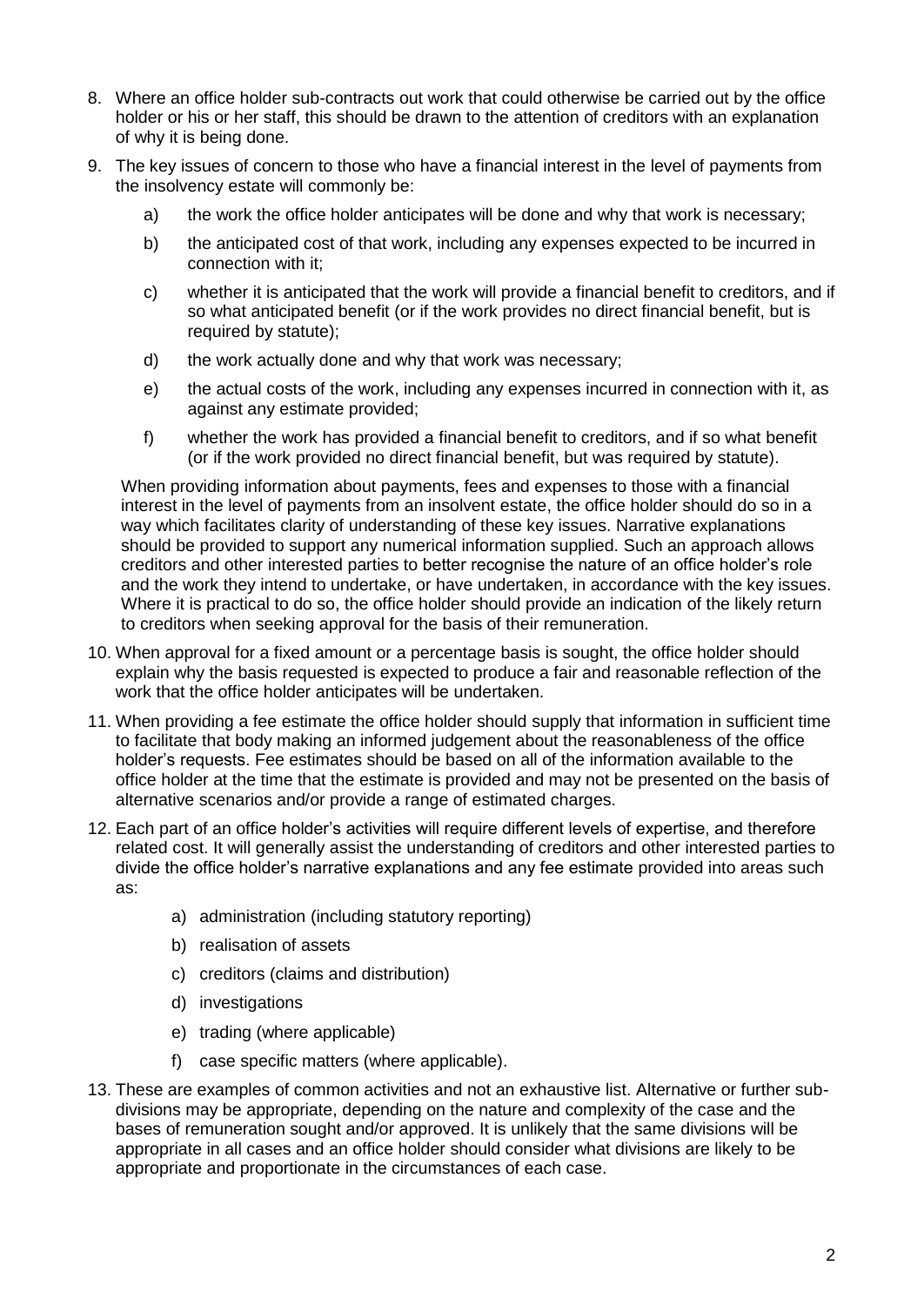8. Where an office holder sub-contracts out work that could otherwise be carried out by the office holder or his or her staff, this should be drawn to the attention of creditors with an explanation of why it is being done.

9. The key issues of concern to those who have a financial interest in the level of payments from the insolvency estate will commonly be:

   a) the work the office holder anticipates will be done and why that work is necessary;

   b) the anticipated cost of that work, including any expenses expected to be incurred in connection with it;

   c) whether it is anticipated that the work will provide a financial benefit to creditors, and if so what anticipated benefit (or if the work provides no direct financial benefit, but is required by statute);

   d) the work actually done and why that work was necessary;

   e) the actual costs of the work, including any expenses incurred in connection with it, as against any estimate provided;

   f) whether the work has provided a financial benefit to creditors, and if so what benefit (or if the work provided no direct financial benefit, but was required by statute).

   When providing information about payments, fees and expenses to those with a financial interest in the level of payments from an insolvent estate, the office holder should do so in a way which facilitates clarity of understanding of these key issues. Narrative explanations should be provided to support any numerical information supplied. Such an approach allows creditors and other interested parties to better recognise the nature of an office holder's role and the work they intend to undertake, or have undertaken, in accordance with the key issues. Where it is practical to do so, the office holder should provide an indication of the likely return to creditors when seeking approval for the basis of their remuneration.

10. When approval for a fixed amount or a percentage basis is sought, the office holder should explain why the basis requested is expected to produce a fair and reasonable reflection of the work that the office holder anticipates will be undertaken.

11. When providing a fee estimate the office holder should supply that information in sufficient time to facilitate that body making an informed judgement about the reasonableness of the office holder's requests. Fee estimates should be based on all of the information available to the office holder at the time that the estimate is provided and may not be presented on the basis of alternative scenarios and/or provide a range of estimated charges.

12. Each part of an office holder's activities will require different levels of expertise, and therefore related cost. It will generally assist the understanding of creditors and other interested parties to divide the office holder's narrative explanations and any fee estimate provided into areas such as:

    a) administration (including statutory reporting)
    b) realisation of assets
    c) creditors (claims and distribution)
    d) investigations
    e) trading (where applicable)
    f) case specific matters (where applicable).

13. These are examples of common activities and not an exhaustive list. Alternative or further sub-divisions may be appropriate, depending on the nature and complexity of the case and the bases of remuneration sought and/or approved. It is unlikely that the same divisions will be appropriate in all cases and an office holder should consider what divisions are likely to be appropriate and proportionate in the circumstances of each case.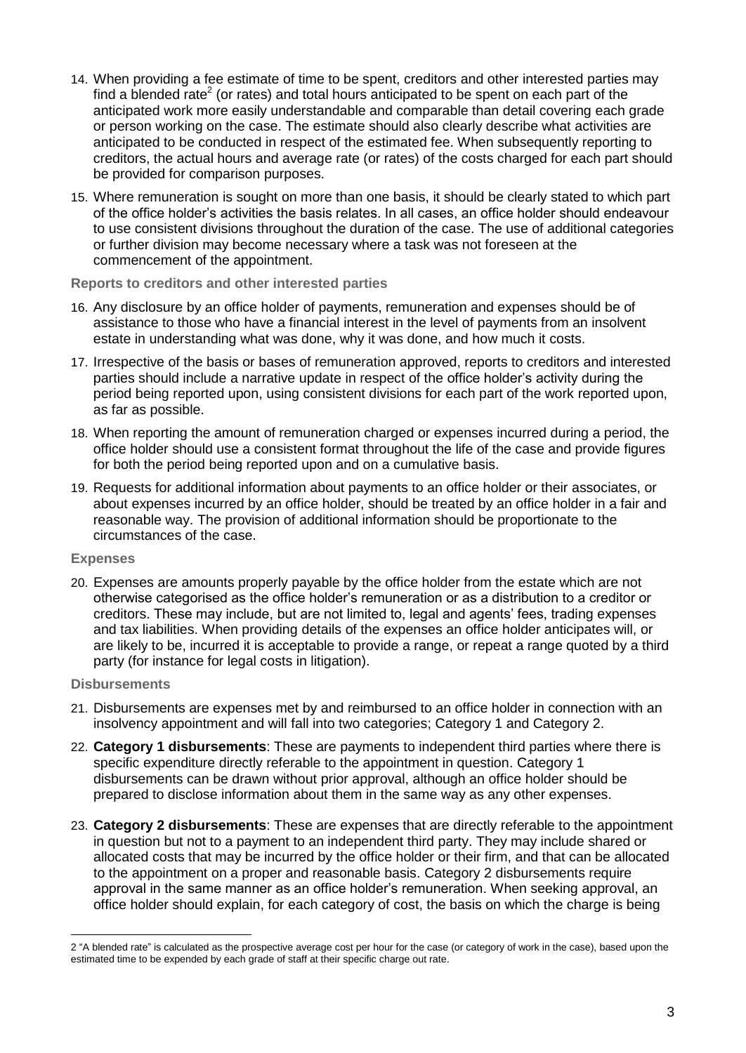14. When providing a fee estimate of time to be spent, creditors and other interested parties may find a blended rate[2] (or rates) and total hours anticipated to be spent on each part of the anticipated work more easily understandable and comparable than detail covering each grade or person working on the case. The estimate should also clearly describe what activities are anticipated to be conducted in respect of the estimated fee. When subsequently reporting to creditors, the actual hours and average rate (or rates) of the costs charged for each part should be provided for comparison purposes.

15. Where remuneration is sought on more than one basis, it should be clearly stated to which part of the office holder's activities the basis relates. In all cases, an office holder should endeavour to use consistent divisions throughout the duration of the case. The use of additional categories or further division may become necessary where a task was not foreseen at the commencement of the appointment.

### Reports to creditors and other interested parties

16. Any disclosure by an office holder of payments, remuneration and expenses should be of assistance to those who have a financial interest in the level of payments from an insolvent estate in understanding what was done, why it was done, and how much it costs.

17. Irrespective of the basis or bases of remuneration approved, reports to creditors and interested parties should include a narrative update in respect of the office holder's activity during the period being reported upon, using consistent divisions for each part of the work reported upon, as far as possible.

18. When reporting the amount of remuneration charged or expenses incurred during a period, the office holder should use a consistent format throughout the life of the case and provide figures for both the period being reported upon and on a cumulative basis.

19. Requests for additional information about payments to an office holder or their associates, or about expenses incurred by an office holder, should be treated by an office holder in a fair and reasonable way. The provision of additional information should be proportionate to the circumstances of the case.

### Expenses

20. Expenses are amounts properly payable by the office holder from the estate which are not otherwise categorised as the office holder's remuneration or as a distribution to a creditor or creditors. These may include, but are not limited to, legal and agents' fees, trading expenses and tax liabilities. When providing details of the expenses an office holder anticipates will, or are likely to be, incurred it is acceptable to provide a range, or repeat a range quoted by a third party (for instance for legal costs in litigation).

### Disbursements

21. Disbursements are expenses met by and reimbursed to an office holder in connection with an insolvency appointment and will fall into two categories; Category 1 and Category 2.

22. **Category 1 disbursements**: These are payments to independent third parties where there is specific expenditure directly referable to the appointment in question. Category 1 disbursements can be drawn without prior approval, although an office holder should be prepared to disclose information about them in the same way as any other expenses.

23. **Category 2 disbursements**: These are expenses that are directly referable to the appointment in question but not to a payment to an independent third party. They may include shared or allocated costs that may be incurred by the office holder or their firm, and that can be allocated to the appointment on a proper and reasonable basis. Category 2 disbursements require approval in the same manner as an office holder's remuneration. When seeking approval, an office holder should explain, for each category of cost, the basis on which the charge is being

2 "A blended rate" is calculated as the prospective average cost per hour for the case (or category of work in the case), based upon the estimated time to be expended by each grade of staff at their specific charge out rate.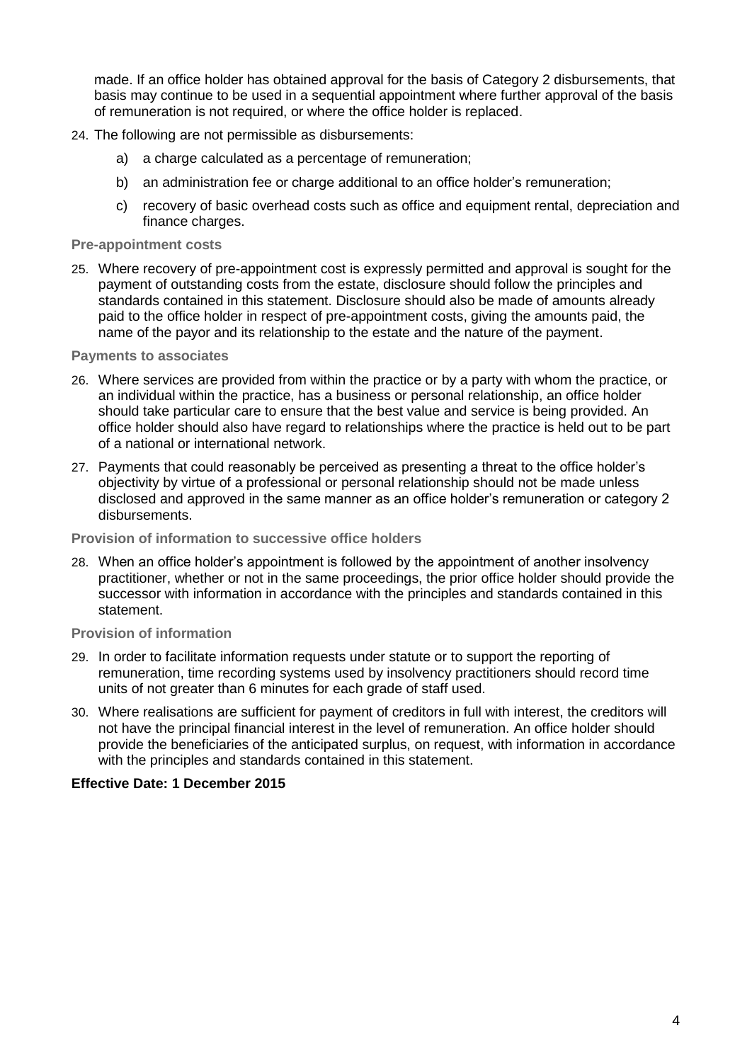made. If an office holder has obtained approval for the basis of Category 2 disbursements, that basis may continue to be used in a sequential appointment where further approval of the basis of remuneration is not required, or where the office holder is replaced.

24. The following are not permissible as disbursements:
    a) a charge calculated as a percentage of remuneration;
    b) an administration fee or charge additional to an office holder's remuneration;
    c) recovery of basic overhead costs such as office and equipment rental, depreciation and finance charges.

### Pre-appointment costs

25. Where recovery of pre-appointment cost is expressly permitted and approval is sought for the payment of outstanding costs from the estate, disclosure should follow the principles and standards contained in this statement. Disclosure should also be made of amounts already paid to the office holder in respect of pre-appointment costs, giving the amounts paid, the name of the payor and its relationship to the estate and the nature of the payment.

### Payments to associates

26. Where services are provided from within the practice or by a party with whom the practice, or an individual within the practice, has a business or personal relationship, an office holder should take particular care to ensure that the best value and service is being provided. An office holder should also have regard to relationships where the practice is held out to be part of a national or international network.

27. Payments that could reasonably be perceived as presenting a threat to the office holder's objectivity by virtue of a professional or personal relationship should not be made unless disclosed and approved in the same manner as an office holder's remuneration or category 2 disbursements.

### Provision of information to successive office holders

28. When an office holder's appointment is followed by the appointment of another insolvency practitioner, whether or not in the same proceedings, the prior office holder should provide the successor with information in accordance with the principles and standards contained in this statement.

### Provision of information

29. In order to facilitate information requests under statute or to support the reporting of remuneration, time recording systems used by insolvency practitioners should record time units of not greater than 6 minutes for each grade of staff used.

30. Where realisations are sufficient for payment of creditors in full with interest, the creditors will not have the principal financial interest in the level of remuneration. An office holder should provide the beneficiaries of the anticipated surplus, on request, with information in accordance with the principles and standards contained in this statement.

**Effective Date: 1 December 2015**